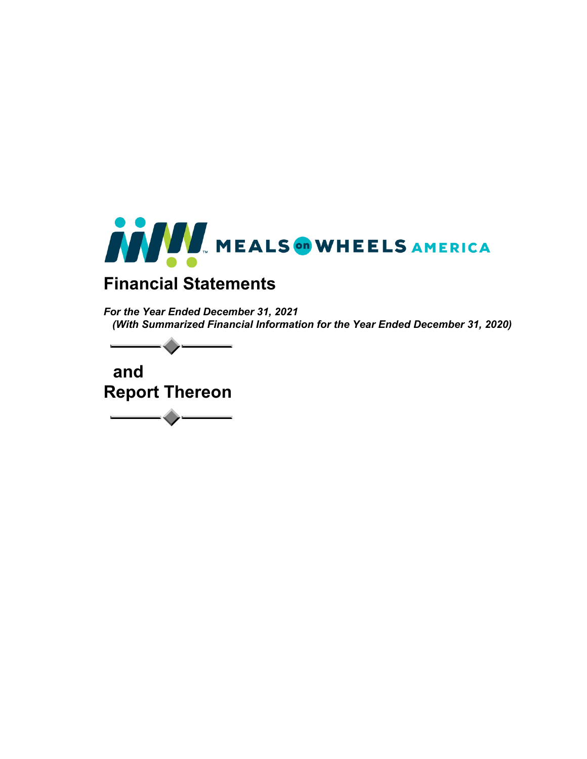MEALS on WHEELS AMERICA

# Financial Statements

***For the Year Ended December 31, 2021***
***(With Summarized Financial Information for the Year Ended December 31, 2020)***

## and
## Report Thereon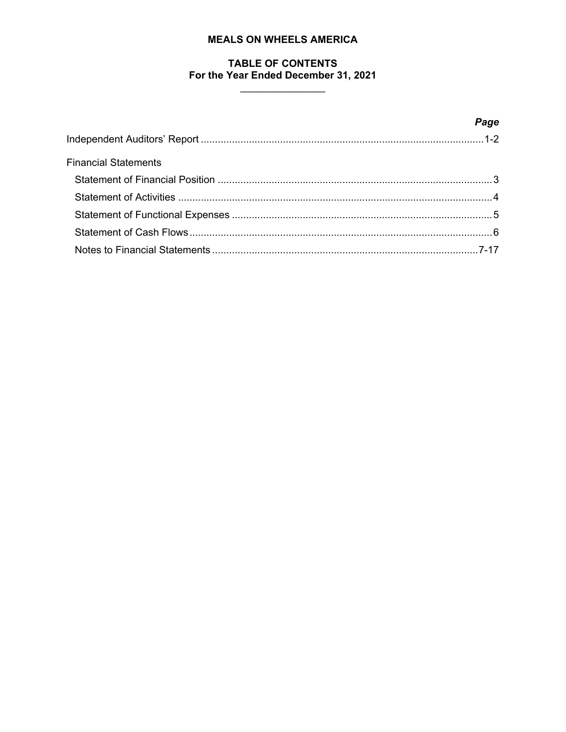# MEALS ON WHEELS AMERICA

## TABLE OF CONTENTS
### For the Year Ended December 31, 2021

| | *Page* |
|---|---|
| Independent Auditors' Report | 1-2 |
| Financial Statements | |
| Statement of Financial Position | 3 |
| Statement of Activities | 4 |
| Statement of Functional Expenses | 5 |
| Statement of Cash Flows | 6 |
| Notes to Financial Statements | 7-17 |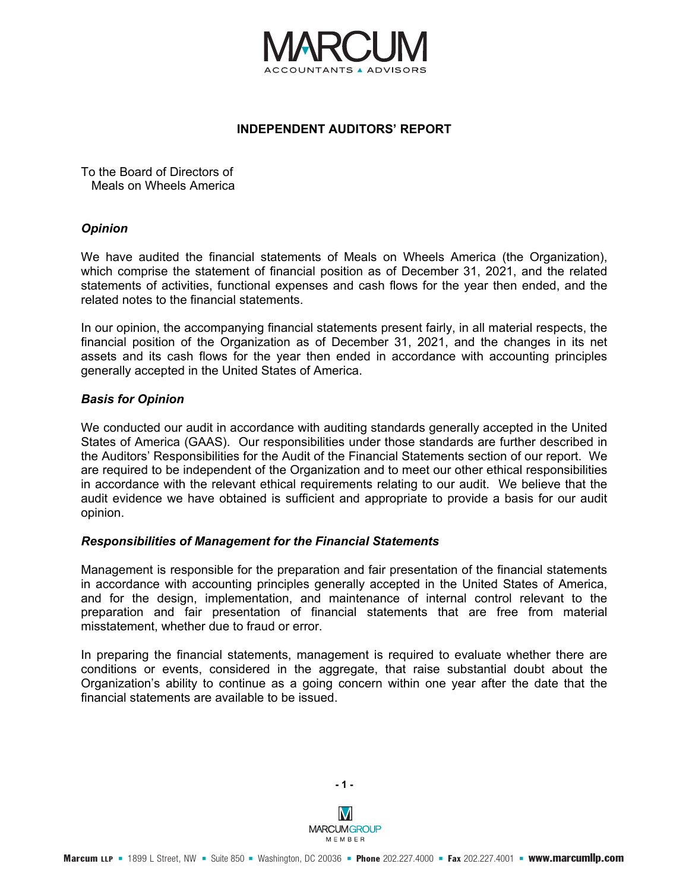# INDEPENDENT AUDITORS' REPORT

To the Board of Directors of
Meals on Wheels America

### *Opinion*

We have audited the financial statements of Meals on Wheels America (the Organization), which comprise the statement of financial position as of December 31, 2021, and the related statements of activities, functional expenses and cash flows for the year then ended, and the related notes to the financial statements.

In our opinion, the accompanying financial statements present fairly, in all material respects, the financial position of the Organization as of December 31, 2021, and the changes in its net assets and its cash flows for the year then ended in accordance with accounting principles generally accepted in the United States of America.

### *Basis for Opinion*

We conducted our audit in accordance with auditing standards generally accepted in the United States of America (GAAS). Our responsibilities under those standards are further described in the Auditors' Responsibilities for the Audit of the Financial Statements section of our report. We are required to be independent of the Organization and to meet our other ethical responsibilities in accordance with the relevant ethical requirements relating to our audit. We believe that the audit evidence we have obtained is sufficient and appropriate to provide a basis for our audit opinion.

### *Responsibilities of Management for the Financial Statements*

Management is responsible for the preparation and fair presentation of the financial statements in accordance with accounting principles generally accepted in the United States of America, and for the design, implementation, and maintenance of internal control relevant to the preparation and fair presentation of financial statements that are free from material misstatement, whether due to fraud or error.

In preparing the financial statements, management is required to evaluate whether there are conditions or events, considered in the aggregate, that raise substantial doubt about the Organization's ability to continue as a going concern within one year after the date that the financial statements are available to be issued.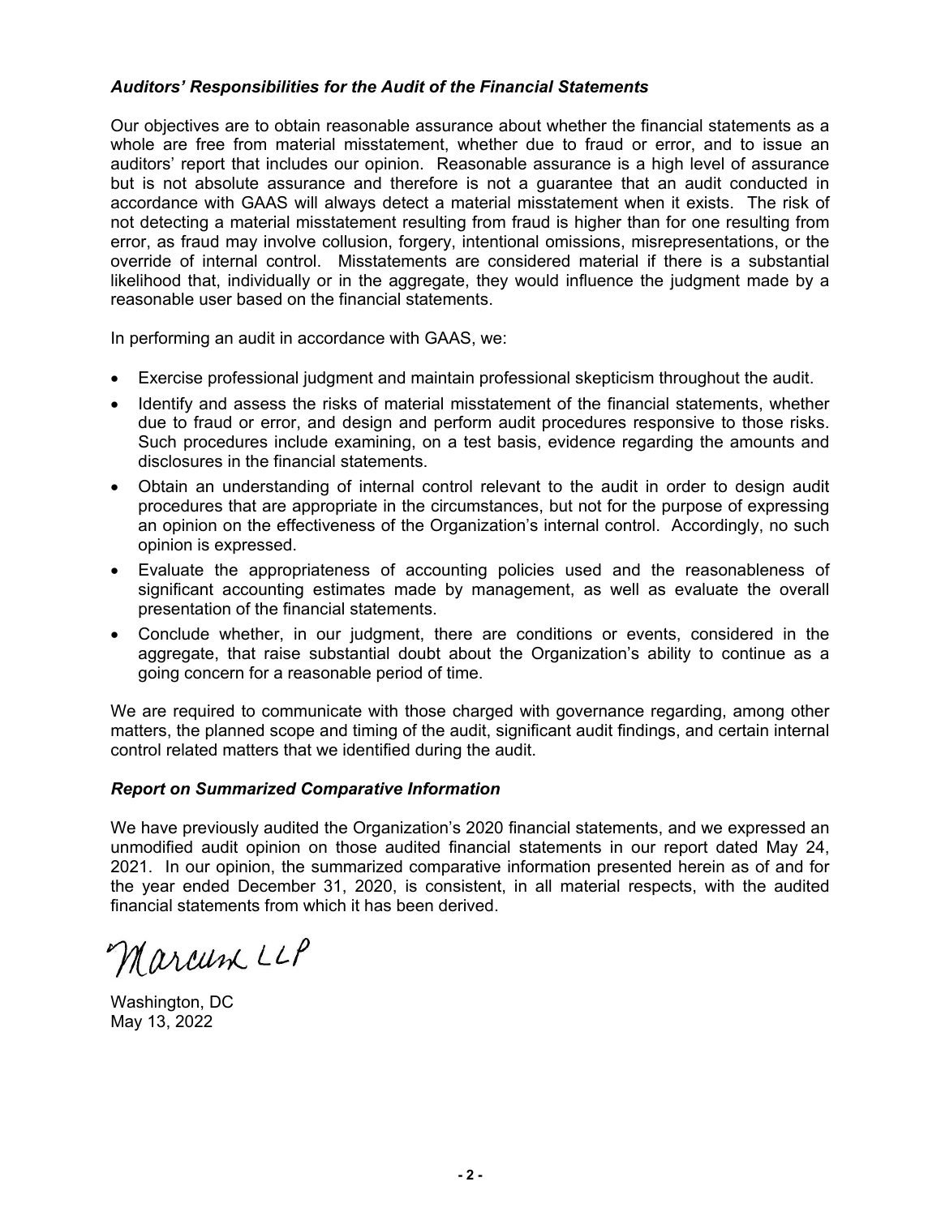### *Auditors' Responsibilities for the Audit of the Financial Statements*

Our objectives are to obtain reasonable assurance about whether the financial statements as a whole are free from material misstatement, whether due to fraud or error, and to issue an auditors' report that includes our opinion. Reasonable assurance is a high level of assurance but is not absolute assurance and therefore is not a guarantee that an audit conducted in accordance with GAAS will always detect a material misstatement when it exists. The risk of not detecting a material misstatement resulting from fraud is higher than for one resulting from error, as fraud may involve collusion, forgery, intentional omissions, misrepresentations, or the override of internal control. Misstatements are considered material if there is a substantial likelihood that, individually or in the aggregate, they would influence the judgment made by a reasonable user based on the financial statements.

In performing an audit in accordance with GAAS, we:

- Exercise professional judgment and maintain professional skepticism throughout the audit.
- Identify and assess the risks of material misstatement of the financial statements, whether due to fraud or error, and design and perform audit procedures responsive to those risks. Such procedures include examining, on a test basis, evidence regarding the amounts and disclosures in the financial statements.
- Obtain an understanding of internal control relevant to the audit in order to design audit procedures that are appropriate in the circumstances, but not for the purpose of expressing an opinion on the effectiveness of the Organization's internal control. Accordingly, no such opinion is expressed.
- Evaluate the appropriateness of accounting policies used and the reasonableness of significant accounting estimates made by management, as well as evaluate the overall presentation of the financial statements.
- Conclude whether, in our judgment, there are conditions or events, considered in the aggregate, that raise substantial doubt about the Organization's ability to continue as a going concern for a reasonable period of time.

We are required to communicate with those charged with governance regarding, among other matters, the planned scope and timing of the audit, significant audit findings, and certain internal control related matters that we identified during the audit.

### *Report on Summarized Comparative Information*

We have previously audited the Organization's 2020 financial statements, and we expressed an unmodified audit opinion on those audited financial statements in our report dated May 24, 2021. In our opinion, the summarized comparative information presented herein as of and for the year ended December 31, 2020, is consistent, in all material respects, with the audited financial statements from which it has been derived.

Marcum LLP

Washington, DC
May 13, 2022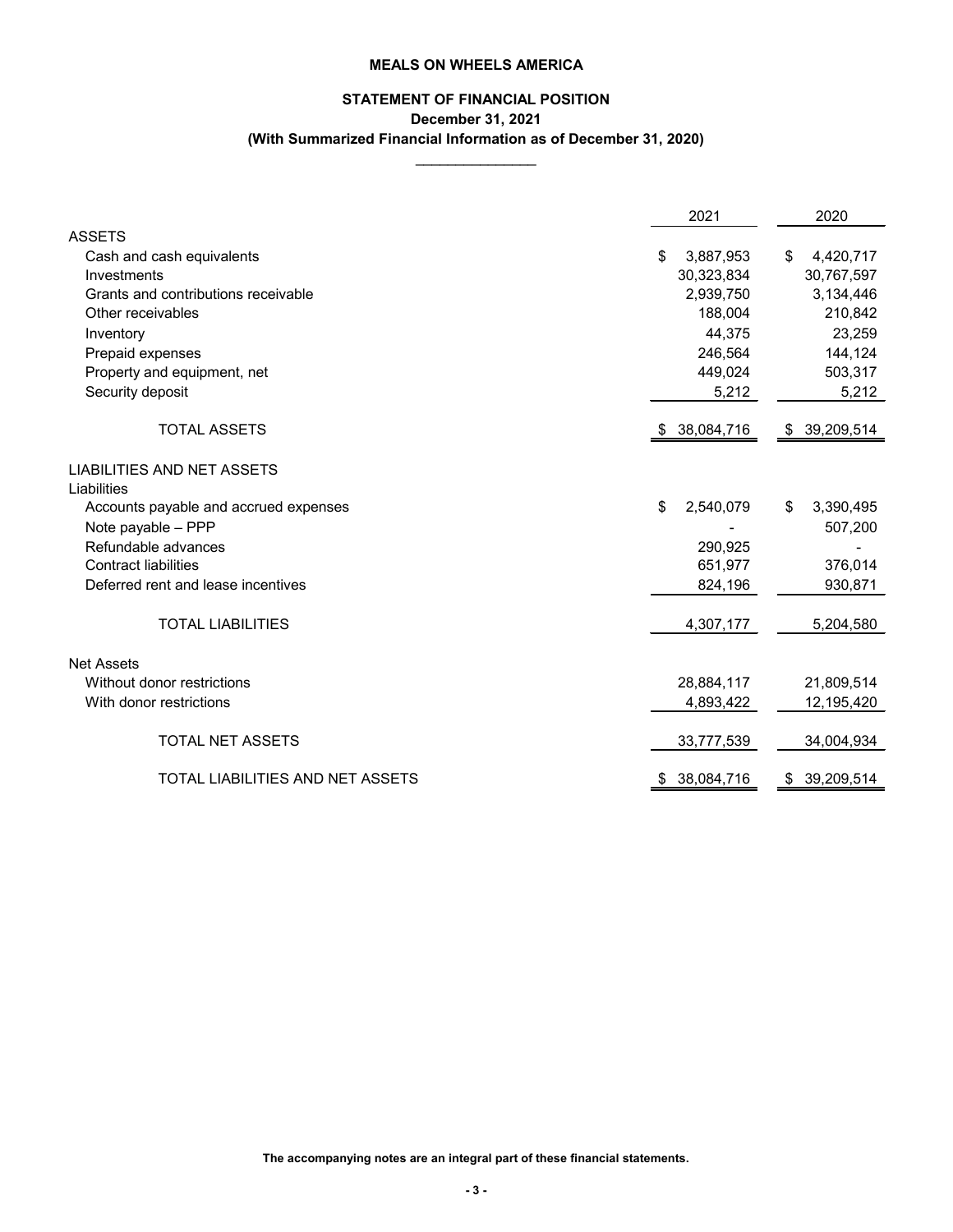**MEALS ON WHEELS AMERICA**

**STATEMENT OF FINANCIAL POSITION**
**December 31, 2021**
**(With Summarized Financial Information as of December 31, 2020)**

| | 2021 | 2020 |
|---|---|---|
| ASSETS | | |
| Cash and cash equivalents | $ 3,887,953 | $ 4,420,717 |
| Investments | 30,323,834 | 30,767,597 |
| Grants and contributions receivable | 2,939,750 | 3,134,446 |
| Other receivables | 188,004 | 210,842 |
| Inventory | 44,375 | 23,259 |
| Prepaid expenses | 246,564 | 144,124 |
| Property and equipment, net | 449,024 | 503,317 |
| Security deposit | 5,212 | 5,212 |
| TOTAL ASSETS | $ 38,084,716 | $ 39,209,514 |
| LIABILITIES AND NET ASSETS | | |
| Liabilities | | |
| Accounts payable and accrued expenses | $ 2,540,079 | $ 3,390,495 |
| Note payable – PPP | - | 507,200 |
| Refundable advances | 290,925 | - |
| Contract liabilities | 651,977 | 376,014 |
| Deferred rent and lease incentives | 824,196 | 930,871 |
| TOTAL LIABILITIES | 4,307,177 | 5,204,580 |
| Net Assets | | |
| Without donor restrictions | 28,884,117 | 21,809,514 |
| With donor restrictions | 4,893,422 | 12,195,420 |
| TOTAL NET ASSETS | 33,777,539 | 34,004,934 |
| TOTAL LIABILITIES AND NET ASSETS | $ 38,084,716 | $ 39,209,514 |

**The accompanying notes are an integral part of these financial statements.**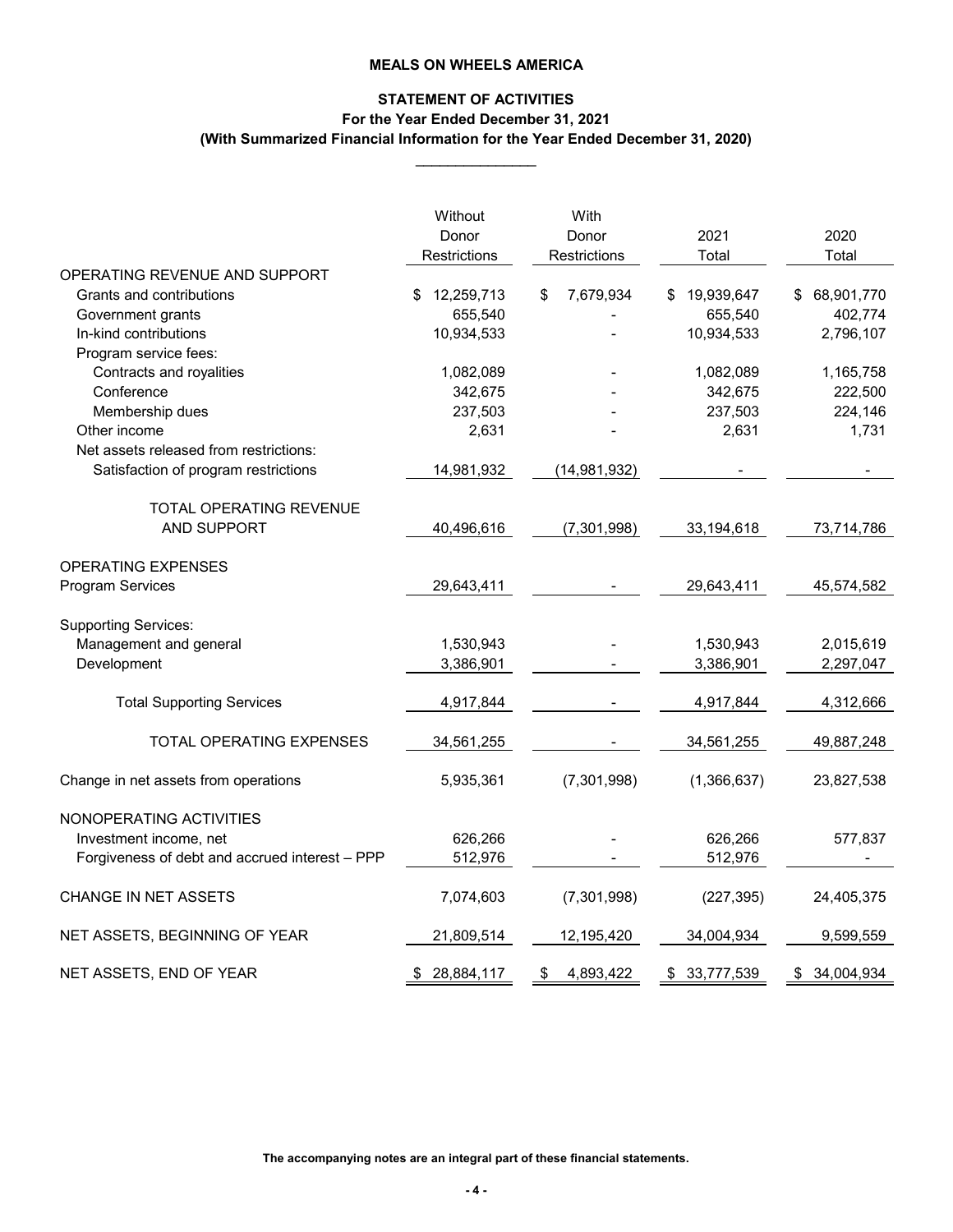**MEALS ON WHEELS AMERICA**

**STATEMENT OF ACTIVITIES**
**For the Year Ended December 31, 2021**
**(With Summarized Financial Information for the Year Ended December 31, 2020)**

| | Without Donor Restrictions | With Donor Restrictions | 2021 Total | 2020 Total |
|---|---|---|---|---|
| OPERATING REVENUE AND SUPPORT | | | | |
| Grants and contributions | $ 12,259,713 | $ 7,679,934 | $ 19,939,647 | $ 68,901,770 |
| Government grants | 655,540 | - | 655,540 | 402,774 |
| In-kind contributions | 10,934,533 | - | 10,934,533 | 2,796,107 |
| Program service fees: | | | | |
| Contracts and royalities | 1,082,089 | - | 1,082,089 | 1,165,758 |
| Conference | 342,675 | - | 342,675 | 222,500 |
| Membership dues | 237,503 | - | 237,503 | 224,146 |
| Other income | 2,631 | - | 2,631 | 1,731 |
| Net assets released from restrictions: | | | | |
| Satisfaction of program restrictions | 14,981,932 | (14,981,932) | - | - |
| TOTAL OPERATING REVENUE AND SUPPORT | 40,496,616 | (7,301,998) | 33,194,618 | 73,714,786 |
| OPERATING EXPENSES | | | | |
| Program Services | 29,643,411 | - | 29,643,411 | 45,574,582 |
| Supporting Services: | | | | |
| Management and general | 1,530,943 | - | 1,530,943 | 2,015,619 |
| Development | 3,386,901 | - | 3,386,901 | 2,297,047 |
| Total Supporting Services | 4,917,844 | - | 4,917,844 | 4,312,666 |
| TOTAL OPERATING EXPENSES | 34,561,255 | - | 34,561,255 | 49,887,248 |
| Change in net assets from operations | 5,935,361 | (7,301,998) | (1,366,637) | 23,827,538 |
| NONOPERATING ACTIVITIES | | | | |
| Investment income, net | 626,266 | - | 626,266 | 577,837 |
| Forgiveness of debt and accrued interest – PPP | 512,976 | - | 512,976 | - |
| CHANGE IN NET ASSETS | 7,074,603 | (7,301,998) | (227,395) | 24,405,375 |
| NET ASSETS, BEGINNING OF YEAR | 21,809,514 | 12,195,420 | 34,004,934 | 9,599,559 |
| NET ASSETS, END OF YEAR | $ 28,884,117 | $ 4,893,422 | $ 33,777,539 | $ 34,004,934 |

**The accompanying notes are an integral part of these financial statements.**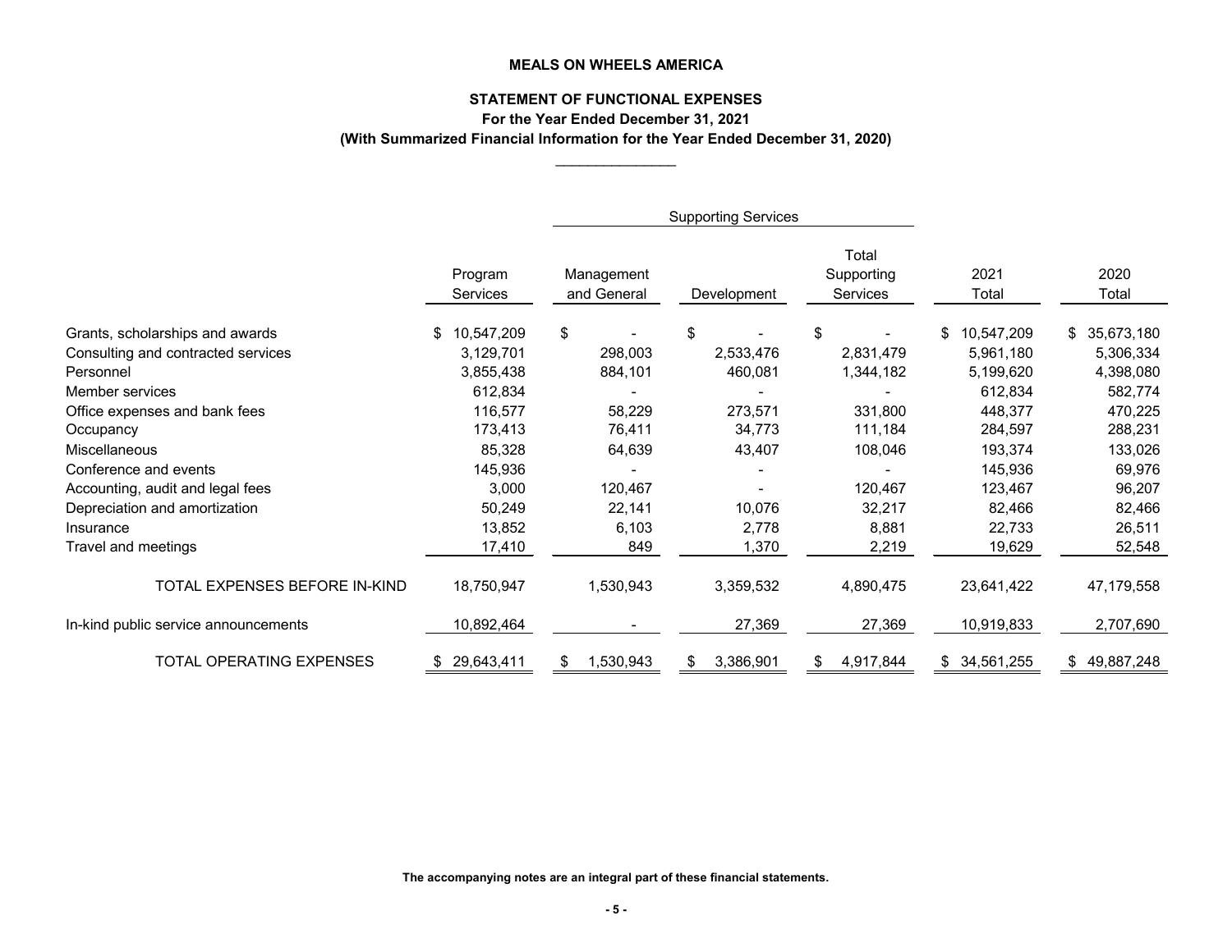**MEALS ON WHEELS AMERICA**

**STATEMENT OF FUNCTIONAL EXPENSES**

**For the Year Ended December 31, 2021**

**(With Summarized Financial Information for the Year Ended December 31, 2020)**

| | Program Services | Supporting Services: Management and General | Supporting Services: Development | Supporting Services: Total Supporting Services | 2021 Total | 2020 Total |
|---|---|---|---|---|---|---|
| Grants, scholarships and awards | $ 10,547,209 | $ - | $ - | $ - | $ 10,547,209 | $ 35,673,180 |
| Consulting and contracted services | 3,129,701 | 298,003 | 2,533,476 | 2,831,479 | 5,961,180 | 5,306,334 |
| Personnel | 3,855,438 | 884,101 | 460,081 | 1,344,182 | 5,199,620 | 4,398,080 |
| Member services | 612,834 | - | - | - | 612,834 | 582,774 |
| Office expenses and bank fees | 116,577 | 58,229 | 273,571 | 331,800 | 448,377 | 470,225 |
| Occupancy | 173,413 | 76,411 | 34,773 | 111,184 | 284,597 | 288,231 |
| Miscellaneous | 85,328 | 64,639 | 43,407 | 108,046 | 193,374 | 133,026 |
| Conference and events | 145,936 | - | - | - | 145,936 | 69,976 |
| Accounting, audit and legal fees | 3,000 | 120,467 | - | 120,467 | 123,467 | 96,207 |
| Depreciation and amortization | 50,249 | 22,141 | 10,076 | 32,217 | 82,466 | 82,466 |
| Insurance | 13,852 | 6,103 | 2,778 | 8,881 | 22,733 | 26,511 |
| Travel and meetings | 17,410 | 849 | 1,370 | 2,219 | 19,629 | 52,548 |
| TOTAL EXPENSES BEFORE IN-KIND | 18,750,947 | 1,530,943 | 3,359,532 | 4,890,475 | 23,641,422 | 47,179,558 |
| In-kind public service announcements | 10,892,464 | - | 27,369 | 27,369 | 10,919,833 | 2,707,690 |
| TOTAL OPERATING EXPENSES | $ 29,643,411 | $ 1,530,943 | $ 3,386,901 | $ 4,917,844 | $ 34,561,255 | $ 49,887,248 |

**The accompanying notes are an integral part of these financial statements.**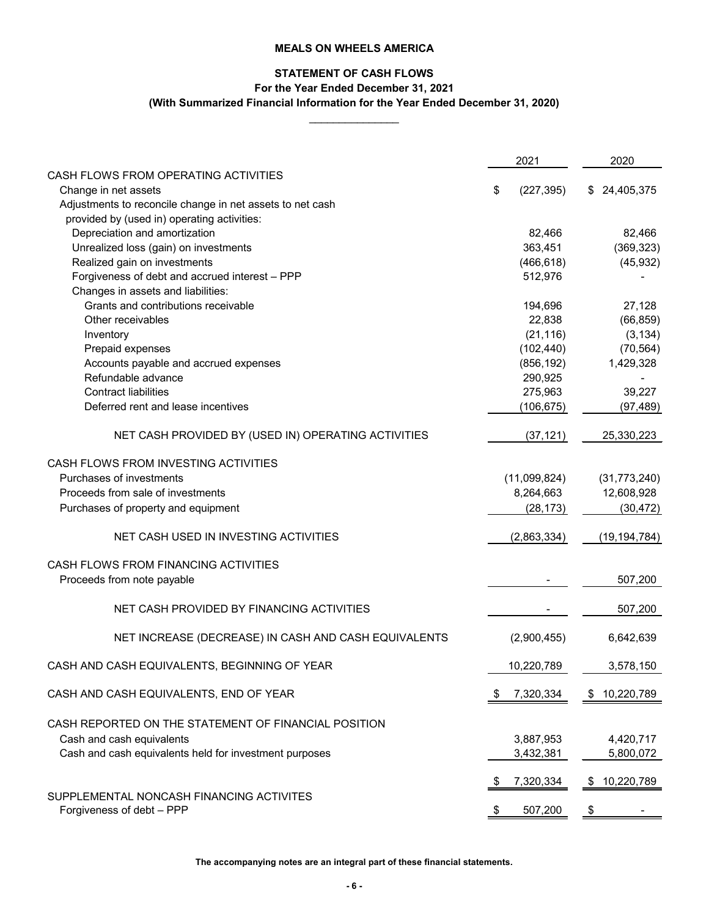**MEALS ON WHEELS AMERICA**

**STATEMENT OF CASH FLOWS**

**For the Year Ended December 31, 2021**

**(With Summarized Financial Information for the Year Ended December 31, 2020)**

| | 2021 | 2020 |
|---|---|---|
| CASH FLOWS FROM OPERATING ACTIVITIES | | |
| Change in net assets | $ (227,395) | $ 24,405,375 |
| Adjustments to reconcile change in net assets to net cash provided by (used in) operating activities: | | |
| Depreciation and amortization | 82,466 | 82,466 |
| Unrealized loss (gain) on investments | 363,451 | (369,323) |
| Realized gain on investments | (466,618) | (45,932) |
| Forgiveness of debt and accrued interest – PPP | 512,976 | - |
| Changes in assets and liabilities: | | |
| Grants and contributions receivable | 194,696 | 27,128 |
| Other receivables | 22,838 | (66,859) |
| Inventory | (21,116) | (3,134) |
| Prepaid expenses | (102,440) | (70,564) |
| Accounts payable and accrued expenses | (856,192) | 1,429,328 |
| Refundable advance | 290,925 | - |
| Contract liabilities | 275,963 | 39,227 |
| Deferred rent and lease incentives | (106,675) | (97,489) |
| NET CASH PROVIDED BY (USED IN) OPERATING ACTIVITIES | (37,121) | 25,330,223 |
| CASH FLOWS FROM INVESTING ACTIVITIES | | |
| Purchases of investments | (11,099,824) | (31,773,240) |
| Proceeds from sale of investments | 8,264,663 | 12,608,928 |
| Purchases of property and equipment | (28,173) | (30,472) |
| NET CASH USED IN INVESTING ACTIVITIES | (2,863,334) | (19,194,784) |
| CASH FLOWS FROM FINANCING ACTIVITIES | | |
| Proceeds from note payable | - | 507,200 |
| NET CASH PROVIDED BY FINANCING ACTIVITIES | - | 507,200 |
| NET INCREASE (DECREASE) IN CASH AND CASH EQUIVALENTS | (2,900,455) | 6,642,639 |
| CASH AND CASH EQUIVALENTS, BEGINNING OF YEAR | 10,220,789 | 3,578,150 |
| CASH AND CASH EQUIVALENTS, END OF YEAR | $ 7,320,334 | $ 10,220,789 |
| CASH REPORTED ON THE STATEMENT OF FINANCIAL POSITION | | |
| Cash and cash equivalents | 3,887,953 | 4,420,717 |
| Cash and cash equivalents held for investment purposes | 3,432,381 | 5,800,072 |
| | $ 7,320,334 | $ 10,220,789 |
| SUPPLEMENTAL NONCASH FINANCING ACTIVITES | | |
| Forgiveness of debt – PPP | $ 507,200 | $ - |

**The accompanying notes are an integral part of these financial statements.**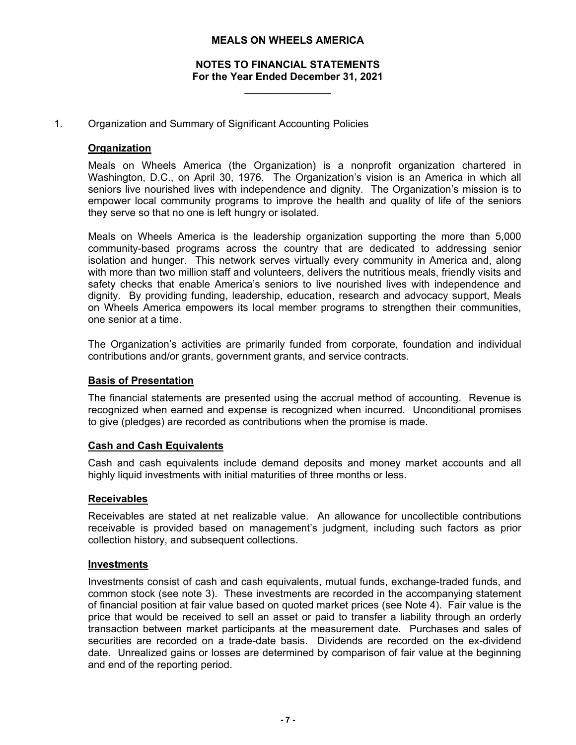# MEALS ON WHEELS AMERICA

## NOTES TO FINANCIAL STATEMENTS
**For the Year Ended December 31, 2021**

1. Organization and Summary of Significant Accounting Policies

### Organization

Meals on Wheels America (the Organization) is a nonprofit organization chartered in Washington, D.C., on April 30, 1976. The Organization's vision is an America in which all seniors live nourished lives with independence and dignity. The Organization's mission is to empower local community programs to improve the health and quality of life of the seniors they serve so that no one is left hungry or isolated.

Meals on Wheels America is the leadership organization supporting the more than 5,000 community-based programs across the country that are dedicated to addressing senior isolation and hunger. This network serves virtually every community in America and, along with more than two million staff and volunteers, delivers the nutritious meals, friendly visits and safety checks that enable America's seniors to live nourished lives with independence and dignity. By providing funding, leadership, education, research and advocacy support, Meals on Wheels America empowers its local member programs to strengthen their communities, one senior at a time.

The Organization's activities are primarily funded from corporate, foundation and individual contributions and/or grants, government grants, and service contracts.

### Basis of Presentation

The financial statements are presented using the accrual method of accounting. Revenue is recognized when earned and expense is recognized when incurred. Unconditional promises to give (pledges) are recorded as contributions when the promise is made.

### Cash and Cash Equivalents

Cash and cash equivalents include demand deposits and money market accounts and all highly liquid investments with initial maturities of three months or less.

### Receivables

Receivables are stated at net realizable value. An allowance for uncollectible contributions receivable is provided based on management's judgment, including such factors as prior collection history, and subsequent collections.

### Investments

Investments consist of cash and cash equivalents, mutual funds, exchange-traded funds, and common stock (see note 3). These investments are recorded in the accompanying statement of financial position at fair value based on quoted market prices (see Note 4). Fair value is the price that would be received to sell an asset or paid to transfer a liability through an orderly transaction between market participants at the measurement date. Purchases and sales of securities are recorded on a trade-date basis. Dividends are recorded on the ex-dividend date. Unrealized gains or losses are determined by comparison of fair value at the beginning and end of the reporting period.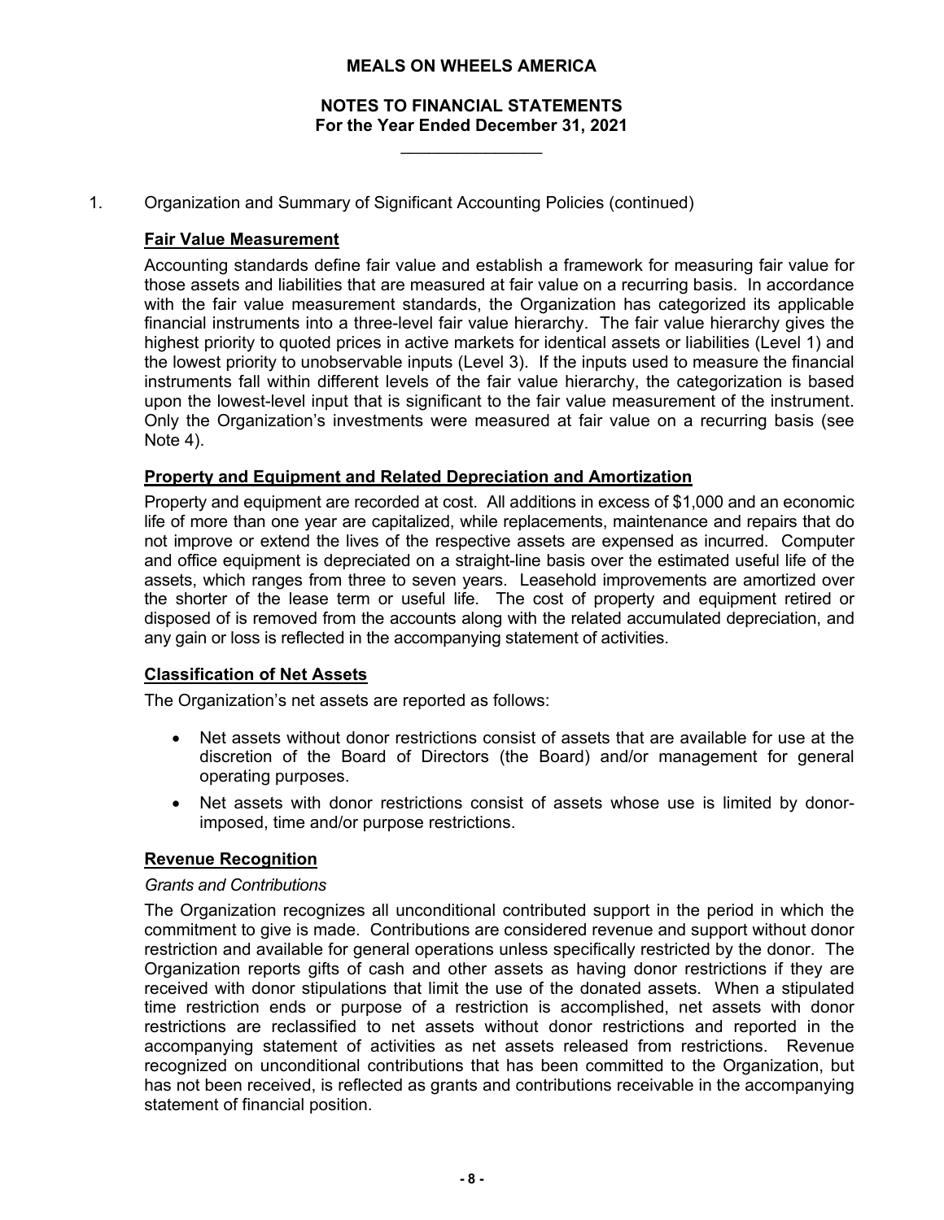# MEALS ON WHEELS AMERICA

## NOTES TO FINANCIAL STATEMENTS
## For the Year Ended December 31, 2021

1. Organization and Summary of Significant Accounting Policies (continued)

### Fair Value Measurement

Accounting standards define fair value and establish a framework for measuring fair value for those assets and liabilities that are measured at fair value on a recurring basis. In accordance with the fair value measurement standards, the Organization has categorized its applicable financial instruments into a three-level fair value hierarchy. The fair value hierarchy gives the highest priority to quoted prices in active markets for identical assets or liabilities (Level 1) and the lowest priority to unobservable inputs (Level 3). If the inputs used to measure the financial instruments fall within different levels of the fair value hierarchy, the categorization is based upon the lowest-level input that is significant to the fair value measurement of the instrument. Only the Organization's investments were measured at fair value on a recurring basis (see Note 4).

### Property and Equipment and Related Depreciation and Amortization

Property and equipment are recorded at cost. All additions in excess of $1,000 and an economic life of more than one year are capitalized, while replacements, maintenance and repairs that do not improve or extend the lives of the respective assets are expensed as incurred. Computer and office equipment is depreciated on a straight-line basis over the estimated useful life of the assets, which ranges from three to seven years. Leasehold improvements are amortized over the shorter of the lease term or useful life. The cost of property and equipment retired or disposed of is removed from the accounts along with the related accumulated depreciation, and any gain or loss is reflected in the accompanying statement of activities.

### Classification of Net Assets

The Organization's net assets are reported as follows:

- Net assets without donor restrictions consist of assets that are available for use at the discretion of the Board of Directors (the Board) and/or management for general operating purposes.
- Net assets with donor restrictions consist of assets whose use is limited by donor-imposed, time and/or purpose restrictions.

### Revenue Recognition

*Grants and Contributions*

The Organization recognizes all unconditional contributed support in the period in which the commitment to give is made. Contributions are considered revenue and support without donor restriction and available for general operations unless specifically restricted by the donor. The Organization reports gifts of cash and other assets as having donor restrictions if they are received with donor stipulations that limit the use of the donated assets. When a stipulated time restriction ends or purpose of a restriction is accomplished, net assets with donor restrictions are reclassified to net assets without donor restrictions and reported in the accompanying statement of activities as net assets released from restrictions. Revenue recognized on unconditional contributions that has been committed to the Organization, but has not been received, is reflected as grants and contributions receivable in the accompanying statement of financial position.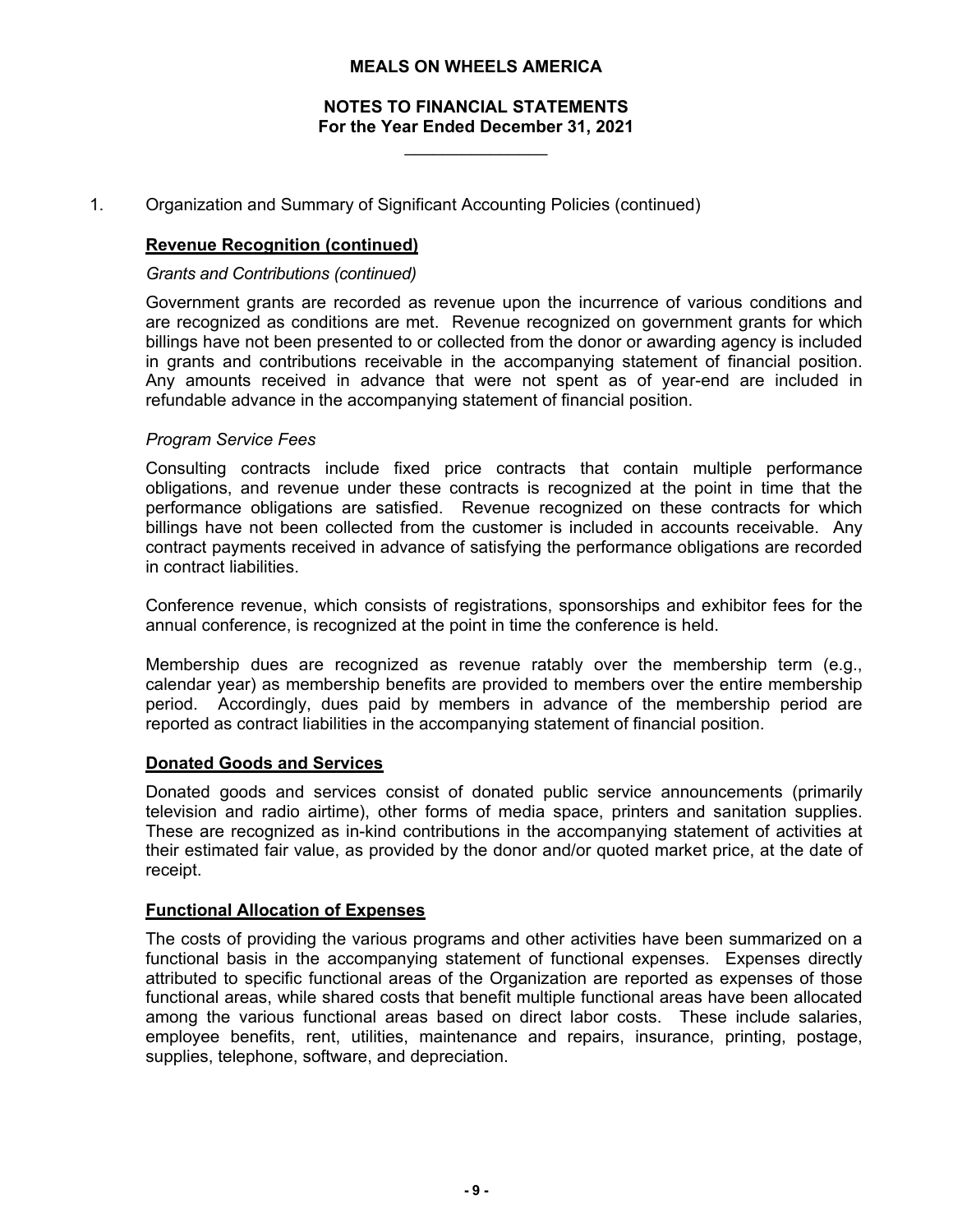1. Organization and Summary of Significant Accounting Policies (continued)

**Revenue Recognition (continued)**

*Grants and Contributions (continued)*

Government grants are recorded as revenue upon the incurrence of various conditions and are recognized as conditions are met. Revenue recognized on government grants for which billings have not been presented to or collected from the donor or awarding agency is included in grants and contributions receivable in the accompanying statement of financial position. Any amounts received in advance that were not spent as of year-end are included in refundable advance in the accompanying statement of financial position.

*Program Service Fees*

Consulting contracts include fixed price contracts that contain multiple performance obligations, and revenue under these contracts is recognized at the point in time that the performance obligations are satisfied. Revenue recognized on these contracts for which billings have not been collected from the customer is included in accounts receivable. Any contract payments received in advance of satisfying the performance obligations are recorded in contract liabilities.

Conference revenue, which consists of registrations, sponsorships and exhibitor fees for the annual conference, is recognized at the point in time the conference is held.

Membership dues are recognized as revenue ratably over the membership term (e.g., calendar year) as membership benefits are provided to members over the entire membership period. Accordingly, dues paid by members in advance of the membership period are reported as contract liabilities in the accompanying statement of financial position.

**Donated Goods and Services**

Donated goods and services consist of donated public service announcements (primarily television and radio airtime), other forms of media space, printers and sanitation supplies. These are recognized as in-kind contributions in the accompanying statement of activities at their estimated fair value, as provided by the donor and/or quoted market price, at the date of receipt.

**Functional Allocation of Expenses**

The costs of providing the various programs and other activities have been summarized on a functional basis in the accompanying statement of functional expenses. Expenses directly attributed to specific functional areas of the Organization are reported as expenses of those functional areas, while shared costs that benefit multiple functional areas have been allocated among the various functional areas based on direct labor costs. These include salaries, employee benefits, rent, utilities, maintenance and repairs, insurance, printing, postage, supplies, telephone, software, and depreciation.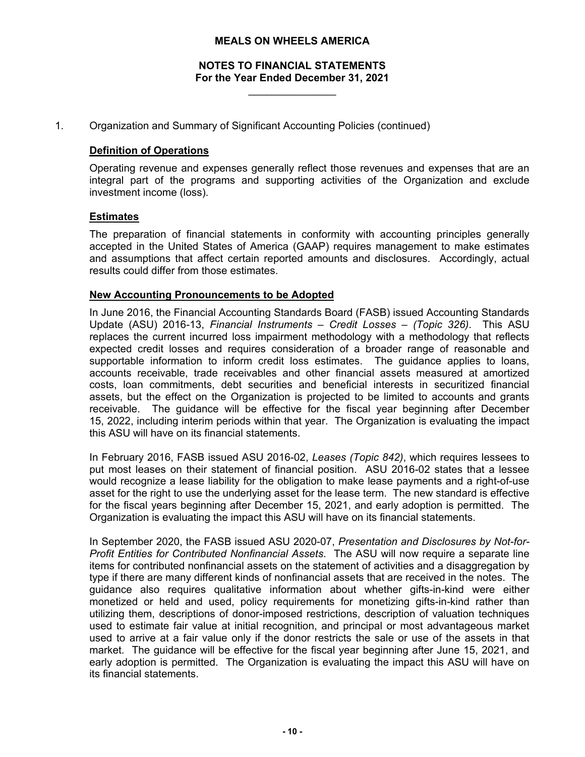# MEALS ON WHEELS AMERICA

## NOTES TO FINANCIAL STATEMENTS
**For the Year Ended December 31, 2021**

1. Organization and Summary of Significant Accounting Policies (continued)

### Definition of Operations

Operating revenue and expenses generally reflect those revenues and expenses that are an integral part of the programs and supporting activities of the Organization and exclude investment income (loss).

### Estimates

The preparation of financial statements in conformity with accounting principles generally accepted in the United States of America (GAAP) requires management to make estimates and assumptions that affect certain reported amounts and disclosures. Accordingly, actual results could differ from those estimates.

### New Accounting Pronouncements to be Adopted

In June 2016, the Financial Accounting Standards Board (FASB) issued Accounting Standards Update (ASU) 2016-13, *Financial Instruments – Credit Losses – (Topic 326)*. This ASU replaces the current incurred loss impairment methodology with a methodology that reflects expected credit losses and requires consideration of a broader range of reasonable and supportable information to inform credit loss estimates. The guidance applies to loans, accounts receivable, trade receivables and other financial assets measured at amortized costs, loan commitments, debt securities and beneficial interests in securitized financial assets, but the effect on the Organization is projected to be limited to accounts and grants receivable. The guidance will be effective for the fiscal year beginning after December 15, 2022, including interim periods within that year. The Organization is evaluating the impact this ASU will have on its financial statements.

In February 2016, FASB issued ASU 2016-02, *Leases (Topic 842)*, which requires lessees to put most leases on their statement of financial position. ASU 2016-02 states that a lessee would recognize a lease liability for the obligation to make lease payments and a right-of-use asset for the right to use the underlying asset for the lease term. The new standard is effective for the fiscal years beginning after December 15, 2021, and early adoption is permitted. The Organization is evaluating the impact this ASU will have on its financial statements.

In September 2020, the FASB issued ASU 2020-07, *Presentation and Disclosures by Not-for-Profit Entities for Contributed Nonfinancial Assets*. The ASU will now require a separate line items for contributed nonfinancial assets on the statement of activities and a disaggregation by type if there are many different kinds of nonfinancial assets that are received in the notes. The guidance also requires qualitative information about whether gifts-in-kind were either monetized or held and used, policy requirements for monetizing gifts-in-kind rather than utilizing them, descriptions of donor-imposed restrictions, description of valuation techniques used to estimate fair value at initial recognition, and principal or most advantageous market used to arrive at a fair value only if the donor restricts the sale or use of the assets in that market. The guidance will be effective for the fiscal year beginning after June 15, 2021, and early adoption is permitted. The Organization is evaluating the impact this ASU will have on its financial statements.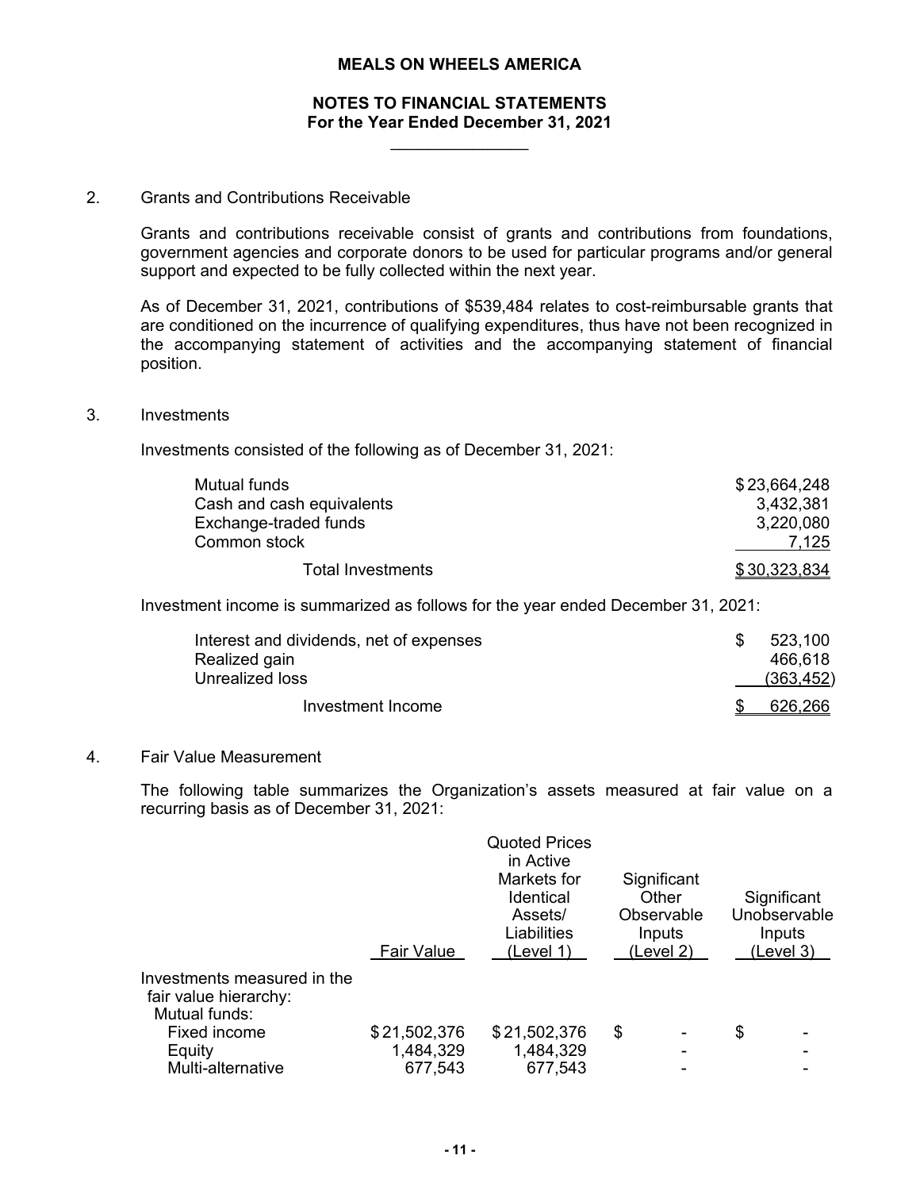**MEALS ON WHEELS AMERICA**

**NOTES TO FINANCIAL STATEMENTS**
**For the Year Ended December 31, 2021**

2. Grants and Contributions Receivable

Grants and contributions receivable consist of grants and contributions from foundations, government agencies and corporate donors to be used for particular programs and/or general support and expected to be fully collected within the next year.

As of December 31, 2021, contributions of $539,484 relates to cost-reimbursable grants that are conditioned on the incurrence of qualifying expenditures, thus have not been recognized in the accompanying statement of activities and the accompanying statement of financial position.

3. Investments

Investments consisted of the following as of December 31, 2021:

| | |
|---|---|
| Mutual funds | $ 23,664,248 |
| Cash and cash equivalents | 3,432,381 |
| Exchange-traded funds | 3,220,080 |
| Common stock | 7,125 |
| Total Investments | $ 30,323,834 |

Investment income is summarized as follows for the year ended December 31, 2021:

| | |
|---|---|
| Interest and dividends, net of expenses | $ 523,100 |
| Realized gain | 466,618 |
| Unrealized loss | (363,452) |
| Investment Income | $ 626,266 |

4. Fair Value Measurement

The following table summarizes the Organization's assets measured at fair value on a recurring basis as of December 31, 2021:

| | Fair Value | Quoted Prices in Active Markets for Identical Assets/ Liabilities (Level 1) | Significant Other Observable Inputs (Level 2) | Significant Unobservable Inputs (Level 3) |
|---|---|---|---|---|
| Investments measured in the fair value hierarchy: | | | | |
| Mutual funds: | | | | |
| Fixed income | $ 21,502,376 | $ 21,502,376 | $ - | $ - |
| Equity | 1,484,329 | 1,484,329 | - | - |
| Multi-alternative | 677,543 | 677,543 | - | - |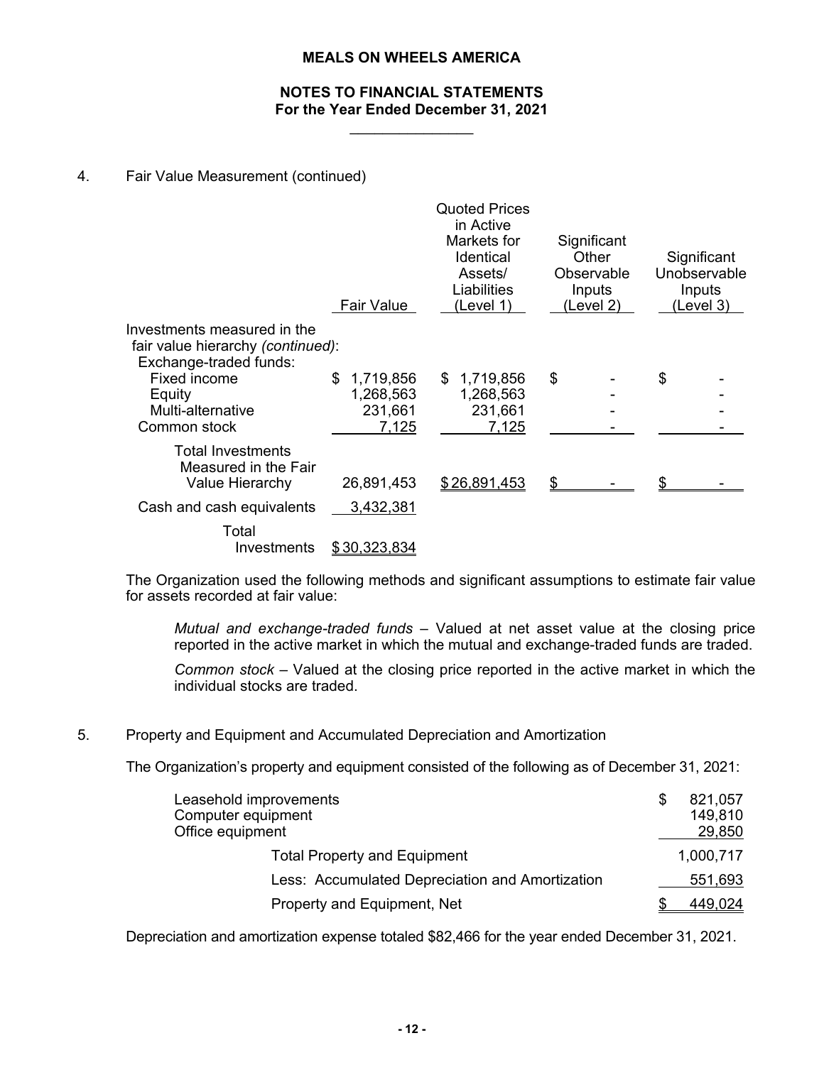## 4. Fair Value Measurement (continued)

| | Fair Value | Quoted Prices in Active Markets for Identical Assets/ Liabilities (Level 1) | Significant Other Observable Inputs (Level 2) | Significant Unobservable Inputs (Level 3) |
|---|---|---|---|---|
| Investments measured in the fair value hierarchy *(continued)*: | | | | |
| Exchange-traded funds: | | | | |
| Fixed income | $ 1,719,856 | $ 1,719,856 | $ - | $ - |
| Equity | 1,268,563 | 1,268,563 | - | - |
| Multi-alternative | 231,661 | 231,661 | - | - |
| Common stock | 7,125 | 7,125 | - | - |
| Total Investments Measured in the Fair Value Hierarchy | 26,891,453 | $ 26,891,453 | $ - | $ - |
| Cash and cash equivalents | 3,432,381 | | | |
| Total Investments | $ 30,323,834 | | | |

The Organization used the following methods and significant assumptions to estimate fair value for assets recorded at fair value:

*Mutual and exchange-traded funds* – Valued at net asset value at the closing price reported in the active market in which the mutual and exchange-traded funds are traded.

*Common stock* – Valued at the closing price reported in the active market in which the individual stocks are traded.

## 5. Property and Equipment and Accumulated Depreciation and Amortization

The Organization's property and equipment consisted of the following as of December 31, 2021:

| | |
|---|---|
| Leasehold improvements | $ 821,057 |
| Computer equipment | 149,810 |
| Office equipment | 29,850 |
| Total Property and Equipment | 1,000,717 |
| Less: Accumulated Depreciation and Amortization | 551,693 |
| Property and Equipment, Net | $ 449,024 |

Depreciation and amortization expense totaled $82,466 for the year ended December 31, 2021.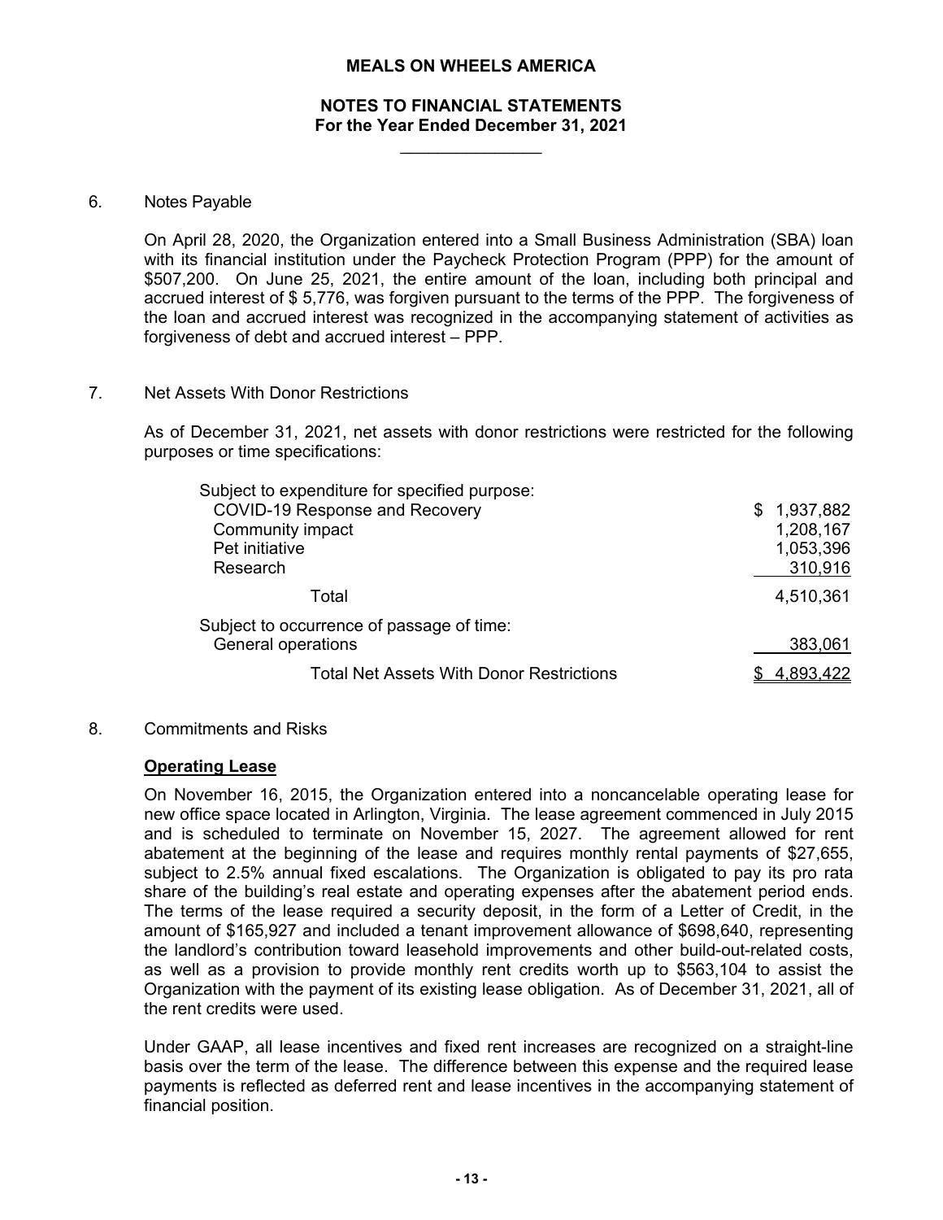# MEALS ON WHEELS AMERICA

## NOTES TO FINANCIAL STATEMENTS
## For the Year Ended December 31, 2021

### 6. Notes Payable

On April 28, 2020, the Organization entered into a Small Business Administration (SBA) loan with its financial institution under the Paycheck Protection Program (PPP) for the amount of $507,200. On June 25, 2021, the entire amount of the loan, including both principal and accrued interest of $ 5,776, was forgiven pursuant to the terms of the PPP. The forgiveness of the loan and accrued interest was recognized in the accompanying statement of activities as forgiveness of debt and accrued interest – PPP.

### 7. Net Assets With Donor Restrictions

As of December 31, 2021, net assets with donor restrictions were restricted for the following purposes or time specifications:

| | |
|---|---|
| Subject to expenditure for specified purpose: | |
| COVID-19 Response and Recovery | $ 1,937,882 |
| Community impact | 1,208,167 |
| Pet initiative | 1,053,396 |
| Research | 310,916 |
| Total | 4,510,361 |
| Subject to occurrence of passage of time: | |
| General operations | 383,061 |
| Total Net Assets With Donor Restrictions | $ 4,893,422 |

### 8. Commitments and Risks

**Operating Lease**

On November 16, 2015, the Organization entered into a noncancelable operating lease for new office space located in Arlington, Virginia. The lease agreement commenced in July 2015 and is scheduled to terminate on November 15, 2027. The agreement allowed for rent abatement at the beginning of the lease and requires monthly rental payments of $27,655, subject to 2.5% annual fixed escalations. The Organization is obligated to pay its pro rata share of the building's real estate and operating expenses after the abatement period ends. The terms of the lease required a security deposit, in the form of a Letter of Credit, in the amount of $165,927 and included a tenant improvement allowance of $698,640, representing the landlord's contribution toward leasehold improvements and other build-out-related costs, as well as a provision to provide monthly rent credits worth up to $563,104 to assist the Organization with the payment of its existing lease obligation. As of December 31, 2021, all of the rent credits were used.

Under GAAP, all lease incentives and fixed rent increases are recognized on a straight-line basis over the term of the lease. The difference between this expense and the required lease payments is reflected as deferred rent and lease incentives in the accompanying statement of financial position.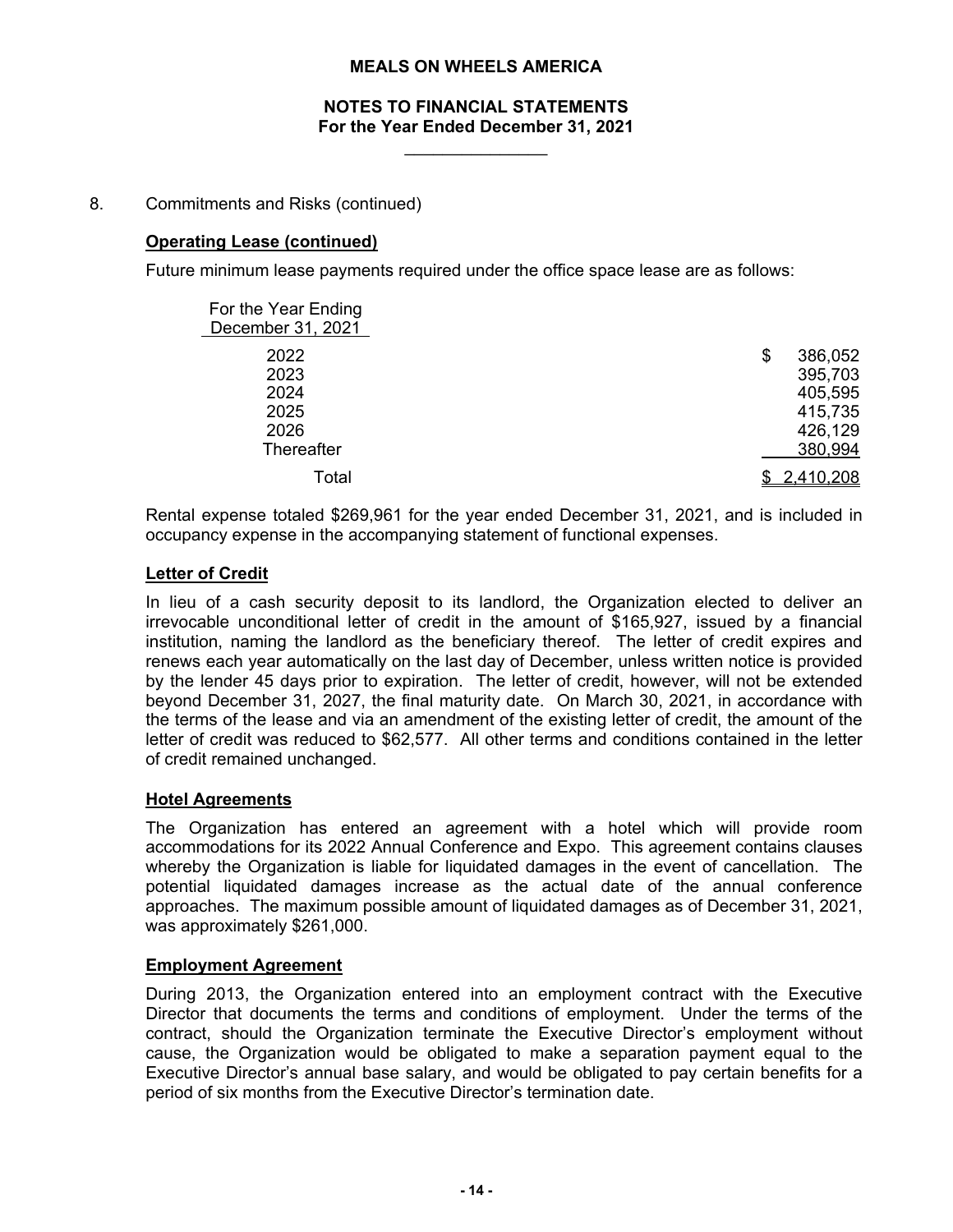## 8. Commitments and Risks (continued)

**Operating Lease (continued)**

Future minimum lease payments required under the office space lease are as follows:

| For the Year Ending December 31, 2021 | |
|---|---|
| 2022 | $ 386,052 |
| 2023 | 395,703 |
| 2024 | 405,595 |
| 2025 | 415,735 |
| 2026 | 426,129 |
| Thereafter | 380,994 |
| Total | $ 2,410,208 |

Rental expense totaled $269,961 for the year ended December 31, 2021, and is included in occupancy expense in the accompanying statement of functional expenses.

**Letter of Credit**

In lieu of a cash security deposit to its landlord, the Organization elected to deliver an irrevocable unconditional letter of credit in the amount of $165,927, issued by a financial institution, naming the landlord as the beneficiary thereof. The letter of credit expires and renews each year automatically on the last day of December, unless written notice is provided by the lender 45 days prior to expiration. The letter of credit, however, will not be extended beyond December 31, 2027, the final maturity date. On March 30, 2021, in accordance with the terms of the lease and via an amendment of the existing letter of credit, the amount of the letter of credit was reduced to $62,577. All other terms and conditions contained in the letter of credit remained unchanged.

**Hotel Agreements**

The Organization has entered an agreement with a hotel which will provide room accommodations for its 2022 Annual Conference and Expo. This agreement contains clauses whereby the Organization is liable for liquidated damages in the event of cancellation. The potential liquidated damages increase as the actual date of the annual conference approaches. The maximum possible amount of liquidated damages as of December 31, 2021, was approximately $261,000.

**Employment Agreement**

During 2013, the Organization entered into an employment contract with the Executive Director that documents the terms and conditions of employment. Under the terms of the contract, should the Organization terminate the Executive Director's employment without cause, the Organization would be obligated to make a separation payment equal to the Executive Director's annual base salary, and would be obligated to pay certain benefits for a period of six months from the Executive Director's termination date.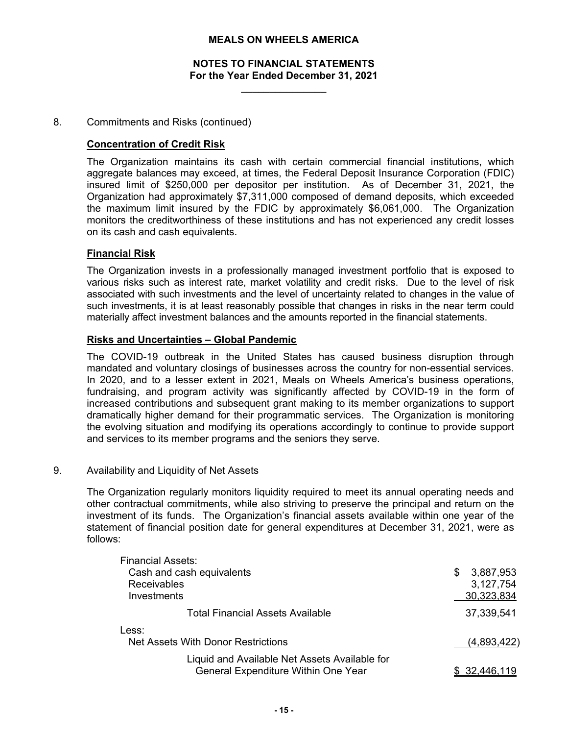**MEALS ON WHEELS AMERICA**

**NOTES TO FINANCIAL STATEMENTS**
**For the Year Ended December 31, 2021**

8. Commitments and Risks (continued)

**Concentration of Credit Risk**

The Organization maintains its cash with certain commercial financial institutions, which aggregate balances may exceed, at times, the Federal Deposit Insurance Corporation (FDIC) insured limit of $250,000 per depositor per institution. As of December 31, 2021, the Organization had approximately $7,311,000 composed of demand deposits, which exceeded the maximum limit insured by the FDIC by approximately $6,061,000. The Organization monitors the creditworthiness of these institutions and has not experienced any credit losses on its cash and cash equivalents.

**Financial Risk**

The Organization invests in a professionally managed investment portfolio that is exposed to various risks such as interest rate, market volatility and credit risks. Due to the level of risk associated with such investments and the level of uncertainty related to changes in the value of such investments, it is at least reasonably possible that changes in risks in the near term could materially affect investment balances and the amounts reported in the financial statements.

**Risks and Uncertainties – Global Pandemic**

The COVID-19 outbreak in the United States has caused business disruption through mandated and voluntary closings of businesses across the country for non-essential services. In 2020, and to a lesser extent in 2021, Meals on Wheels America's business operations, fundraising, and program activity was significantly affected by COVID-19 in the form of increased contributions and subsequent grant making to its member organizations to support dramatically higher demand for their programmatic services. The Organization is monitoring the evolving situation and modifying its operations accordingly to continue to provide support and services to its member programs and the seniors they serve.

9. Availability and Liquidity of Net Assets

The Organization regularly monitors liquidity required to meet its annual operating needs and other contractual commitments, while also striving to preserve the principal and return on the investment of its funds. The Organization's financial assets available within one year of the statement of financial position date for general expenditures at December 31, 2021, were as follows:

| | |
|---|---|
| Financial Assets: | |
| Cash and cash equivalents | $ 3,887,953 |
| Receivables | 3,127,754 |
| Investments | 30,323,834 |
| Total Financial Assets Available | 37,339,541 |
| Less: | |
| Net Assets With Donor Restrictions | (4,893,422) |
| Liquid and Available Net Assets Available for General Expenditure Within One Year | $ 32,446,119 |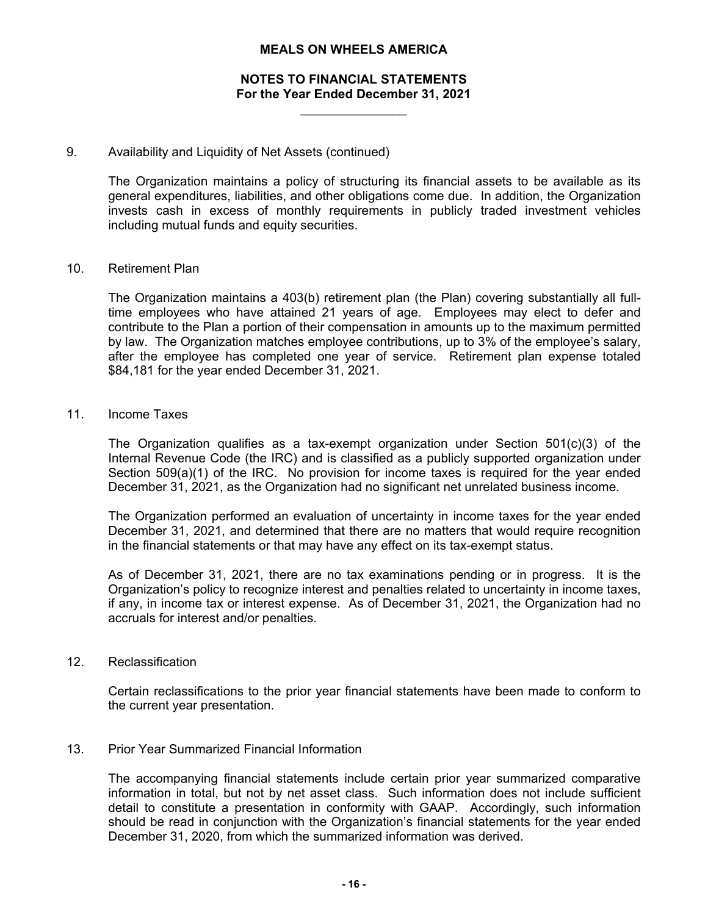## 9. Availability and Liquidity of Net Assets (continued)

The Organization maintains a policy of structuring its financial assets to be available as its general expenditures, liabilities, and other obligations come due. In addition, the Organization invests cash in excess of monthly requirements in publicly traded investment vehicles including mutual funds and equity securities.

## 10. Retirement Plan

The Organization maintains a 403(b) retirement plan (the Plan) covering substantially all full-time employees who have attained 21 years of age. Employees may elect to defer and contribute to the Plan a portion of their compensation in amounts up to the maximum permitted by law. The Organization matches employee contributions, up to 3% of the employee's salary, after the employee has completed one year of service. Retirement plan expense totaled $84,181 for the year ended December 31, 2021.

## 11. Income Taxes

The Organization qualifies as a tax-exempt organization under Section 501(c)(3) of the Internal Revenue Code (the IRC) and is classified as a publicly supported organization under Section 509(a)(1) of the IRC. No provision for income taxes is required for the year ended December 31, 2021, as the Organization had no significant net unrelated business income.

The Organization performed an evaluation of uncertainty in income taxes for the year ended December 31, 2021, and determined that there are no matters that would require recognition in the financial statements or that may have any effect on its tax-exempt status.

As of December 31, 2021, there are no tax examinations pending or in progress. It is the Organization's policy to recognize interest and penalties related to uncertainty in income taxes, if any, in income tax or interest expense. As of December 31, 2021, the Organization had no accruals for interest and/or penalties.

## 12. Reclassification

Certain reclassifications to the prior year financial statements have been made to conform to the current year presentation.

## 13. Prior Year Summarized Financial Information

The accompanying financial statements include certain prior year summarized comparative information in total, but not by net asset class. Such information does not include sufficient detail to constitute a presentation in conformity with GAAP. Accordingly, such information should be read in conjunction with the Organization's financial statements for the year ended December 31, 2020, from which the summarized information was derived.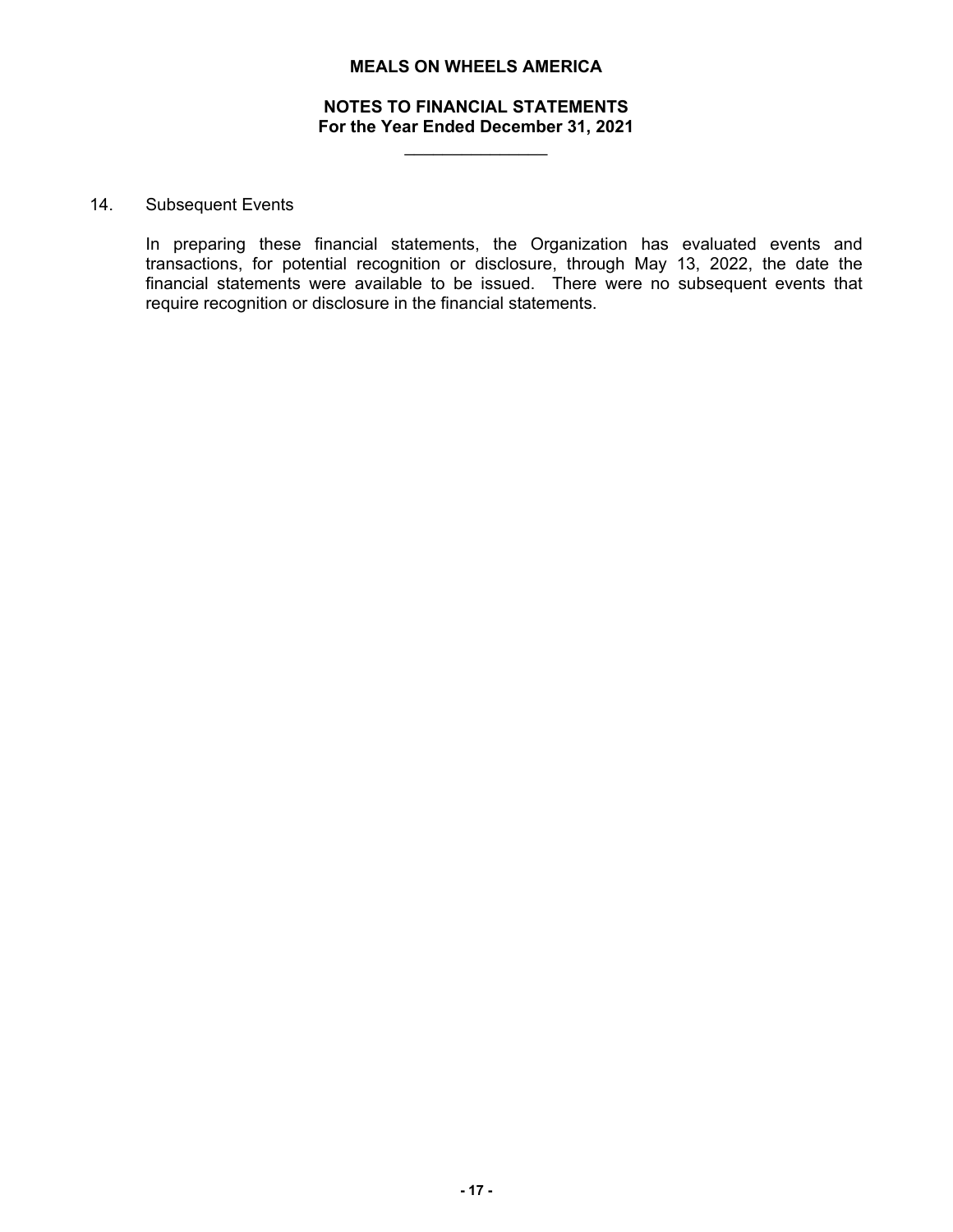# MEALS ON WHEELS AMERICA

## NOTES TO FINANCIAL STATEMENTS
**For the Year Ended December 31, 2021**

14. Subsequent Events

In preparing these financial statements, the Organization has evaluated events and transactions, for potential recognition or disclosure, through May 13, 2022, the date the financial statements were available to be issued. There were no subsequent events that require recognition or disclosure in the financial statements.